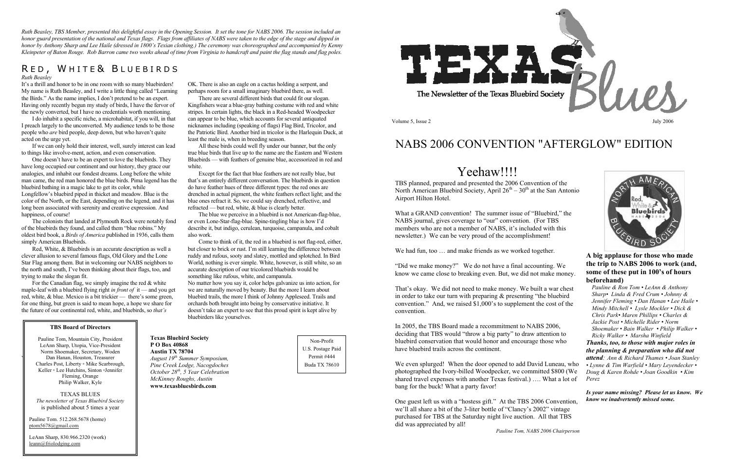*Ruth Beasley, TBS Member, presented this delightful essay in the Opening Session. It set the tone for NABS 2006. The session included an honor guard presentation of the national and Texas flags. Flags from affiliates of NABS were taken to the edge of the stage and dipped in honor by Anthony Sharp and Lee Haile (dressed in 1800's Texian clothing.) The ceremony was choreographed and accompanied by Kenny Kleinpeter of Baton Rouge. Rob Barron came two weeks ahead of time from Virginia to handcraft and paint the flag stands and flag poles.*

## Red, White & Bluebirds

*Ruth Beasley*

It's a thrill and honor to be in one room with so many bluebirders! My name is Ruth Beasley, and I write a little thing called "Learning the Birds." As the name implies, I don't pretend to be an expert. Having only recently begun my study of birds, I have the fervor of the newly converted, but I have no credentials worth mentioning.

I do inhabit a specific niche, a microhabitat, if you will, in that I preach largely to the unconverted. My audience tends to be those people who *are* bird people, deep down, but who haven't quite acted on the urge yet.

If we can only hold their interest, well, surely interest can lead to things like involve-ment, action, and even conservation.

One doesn't have to be an expert to love the bluebirds. They have long occupied our continent and our history, they grace our analogies, and inhabit our fondest dreams. Long before the white man came, the red man honored the blue birds. Pima legend has the bluebird bathing in a magic lake to get its color, while Longfellow's bluebird piped in thicket and meadow. Blue is the color of the North, or the East, depending on the legend, and it has long been associated with serenity and creative expression. And happiness, of course!

The colonists that landed at Plymouth Rock were notably fond of the bluebirds they found, and called them "blue robins." My oldest bird book, a *Birds of America* published in 1936, calls them simply American Bluebirds.

Red, White, & Bluebirds is an accurate description as well a clever allusion to several famous flags, Old Glory and the Lone Star Flag among them. But in welcoming our NABS neighbors to the north and south, I've been thinking about their flags, too, and trying to make the slogan fit.

For the Canadian flag, we simply imagine the red & white maple-leaf with a bluebird flying right *in front of* it — and you get red, white, & blue. Mexico is a bit trickier — there's some green, for one thing, but green is said to mean hope, a hope we share for the future of our continental red, white, and bluebirds, so *that's* OK. There is also an eagle on a cactus holding a serpent, and perhaps room for a small imaginary bluebird there, as well.

There are several different birds that could fit our slogan. Kingfishers wear a blue-gray bathing costume with red and white stripes. In certain lights, the black in a Red-headed Woodpecker can appear to be blue, which accounts for several antiquated nicknames including (speaking of flags) Flag Bird, Tricolor, and the Patriotic Bird. Another bird in tricolor is the Harlequin Duck, at least the male is, when in breeding season.

All these birds could well fly under our banner, but the only true blue birds that live up to the name are the Eastern and Western Bluebirds — with feathers of genuine blue, accessorized in red and white.

Except for the fact that blue feathers are not really blue, but that's an entirely different conversation. The bluebirds in question do have feather hues of three different types: the red ones are drenched in actual pigment, the white feathers reflect light; and the blue ones refract it. So, we could say drenched, reflective, and refracted — but red, white, & blue is clearly better.

The blue we perceive in a bluebird is not American-flag-blue, or even Lone-Star-flag-blue. Spine-tingling blue is how I'd describe it, but indigo, cerulean, turquoise, campanula, and cobalt also work.

Come to think of it, the red in a bluebird is not flag-red, either, but closer to brick or rust. I'm still learning the difference between ruddy and rufous, sooty and slatey, mottled and splotched. In Bird World, nothing is ever simple. White, however, is still white, so an accurate description of our tricolored bluebirds would be something like rufous, white, and campanula.

No matter how you say it, color helps galvanize us into action, for we are naturally moved by beauty. But the more I learn about bluebird trails, the more I think of Johnny Appleseed. Trails and orchards both brought into being by conservative initiative. It doesn't take an expert to see that this proud spirit is kept alive by bluebirders like yourselves.

**TBS Board of Directors**

Pauline Tom, Mountain City, President
LeAnn Sharp, Utopia, Vice-President
Norm Shoemaker, Secretary, Woden
Dan Hanan, Houston, Treasurer
Charles Post, Liberty ▫ Mike Scarbrough, Keller ▫ Lee Hutchins, Sinton ▫ Jennifer Fleming, Orange
Philip Walker, Kyle

TEXAS BLUES
*The newsletter of Texas Bluebird Society*
is published about 5 times a year

Pauline Tom. 512.268.5678 (home)
ptom5678@gmail.com

LeAnn Sharp, 830.966.2320 (work)
leann@friolodging.com

**Texas Bluebird Society**
**P O Box 40868**
**Austin TX 78704**
*August 19th Summer Symposium, Pine Creek Lodge, Nacogdoches*
*October 28th, 5 Year Celebration McKinney Roughs, Austin*
**www.texasbluesbirds.com**

Non-Profit
U.S. Postage Paid
Permit #444
Buda TX 78610

# TEXAS Blues

The Newsletter of the Texas Bluebird Society

Volume 5, Issue 2 — July 2006

# NABS 2006 CONVENTION "AFTERGLOW" EDITION

## Yeehaw!!!!

TBS planned, prepared and presented the 2006 Convention of the North American Bluebird Society, April 26th – 30th at the San Antonio Airport Hilton Hotel.

What a GRAND convention! The summer issue of "Bluebird," the NABS journal, gives coverage to "our" convention. (For TBS members who are not a member of NABS, it's included with this newsletter.) We can be very proud of the accomplishment!

We had fun, too … and make friends as we worked together.

"Did we make money?" We do not have a final accounting. We know we came close to breaking even. But, we did not make money.

That's okay. We did not need to make money. We built a war chest in order to take our turn with preparing & presenting "the bluebird convention." And, we raised $1,000's to supplement the cost of the convention.

In 2005, the TBS Board made a recommitment to NABS 2006, deciding that TBS would "throw a big party" to draw attention to bluebird conservation that would honor and encourage those who have bluebird trails across the continent.

We even splurged! When the door opened to add David Luneau, who photographed the Ivory-billed Woodpecker, we committed $800 (We shared travel expenses with another Texas festival.) …. What a lot of bang for the buck! What a party favor!

One guest left us with a "hostess gift." At the TBS 2006 Convention, we'll all share a bit of the 3-liter bottle of "Clancy's 2002" vintage purchased for TBS at the Saturday night live auction. All that TBS did was appreciated by all!

*Pauline Tom, NABS 2006 Chairperson*

North American Bluebird Society — Red, White & Bluebirds — NABS 2006

**A big applause for those who made the trip to NABS 2006 to work (and, some of these put in 100's of hours beforehand)**

*Pauline & Ron Tom • LeAnn & Anthony Sharp• Linda & Fred Crum • Johnny & Jennifer Fleming • Dan Hanan • Lee Haile • Mindy Mitchell • Lysle Mockler • Dick & Chris Park• Maren Phillips • Charles & Jackie Post • Michelle Rider • Norm Shoemaker • Bain Walker • Philip Walker • Ricky Walker • Marsha Winfield*

***Thanks, too, to those with major roles in the planning & preparation who did not attend****: Ann & Richard Thames • Joan Stanley • Lynne & Tim Warfield • Mary Leyendecker • Doug & Karen Rohde • Joan Goodkin • Kim Perez*

***Is your name missing? Please let us know. We know we inadvertently missed some.***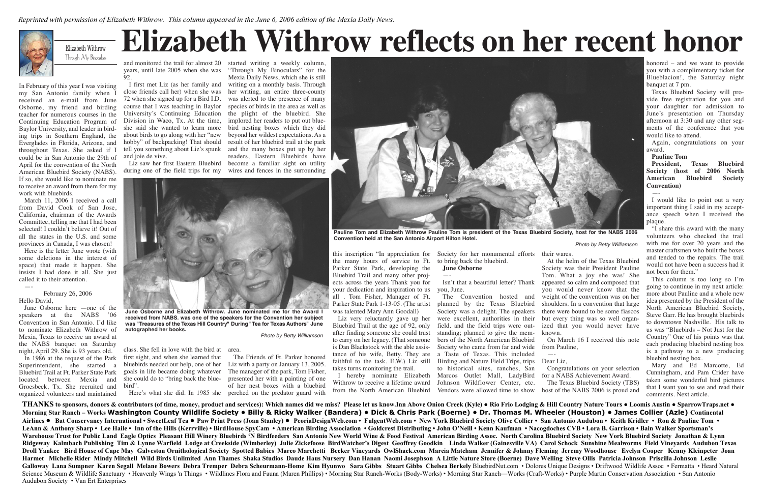*Reprinted with permission of Elizabeth Withrow. This column appeared in the June 6, 2006 edition of the Mexia Daily News.*

Elizabeth Withrow
Through My Binoculars

# Elizabeth Withrow reflects on her recent honor

In February of this year I was visiting my San Antonio family when I received an e-mail from June Osborne, my friend and birding teacher for numerous courses in the Continuing Education Program of Baylor University, and leader in birding trips in Southern England, the Everglades in Florida, Arizona, and throughout Texas. She asked if I could be in San Antonio the 29th of April for the convention of the North American Bluebird Society (NABS). If so, she would like to nominate me to receive an award from them for my work with bluebirds.

March 11, 2006 I received a call from David Cook of San Jose, California, chairman of the Awards Committee, telling me that I had been selected! I couldn't believe it! Out of all the states in the U.S. and some provinces in Canada, I was chosen!

Here is the letter June wrote (with some deletions in the interest of space) that made it happen. She insists I had done it all. She just called it to their attention.

—-

February 26, 2006

Hello David,

June Osborne here —one of the speakers at the NABS '06 Convention in San Antonio. I'd like to nominate Elizabeth Withrow of Mexia, Texas to receive an award at the NABS banquet on Saturday night, April 29. She is 93 years old.

In 1986 at the request of the Park Superintendent, she started a Bluebird Trail at Ft. Parker State Park located between Mexia and Groesbeck, Tx. She recruited and organized volunteers and maintained and monitored the trail for almost 20 years, until late 2005 when she was 92.

I first met Liz (as her family and close friends call her) when she was 72 when she signed up for a Bird I.D. course that I was teaching in Baylor University's Continuing Education Division in Waco, Tx. At the time, she said she wanted to learn more about birds to go along with her "new hobby" of backpacking! That should tell you something about Liz's spunk and joie de vive.

Liz saw her first Eastern Bluebird during one of the field trips for my class. She fell in love with the bird at first sight, and when she learned that bluebirds needed our help, one of her goals in life became doing whatever she could do to "bring back the bluebird".

Here's what she did. In 1985 she started writing a weekly column, "Through My Binoculars" for the Mexia Daily News, which she is still writing on a monthly basis. Through her writing, an entire three-county was alerted to the presence of many species of birds in the area as well as the plight of the bluebird. She implored her readers to put out bluebird nesting boxes which they did beyond her wildest expectations. As a result of her bluebird trail at the park and the many boxes put up by her readers, Eastern Bluebirds have become a familiar sight on utility wires and fences in the surrounding area.

The Friends of Ft. Parker honored Liz with a party on January 13, 2005. The manager of the park, Tom Fisher, presented her with a painting of one of her nest boxes with a bluebird perched on the predator guard with this inscription "In appreciation for the many hours of service to Ft. Parker State Park, developing the Bluebird Trail and many other projects across the years Thank you for your dedication and inspiration to us all . Tom Fisher, Manager of Ft. Parker State Park 1-13-05. (The artist was talented Mary Ann Goodall)

Liz very reluctantly gave up her Bluebird Trail at the age of 92, only after finding someone she could trust to carry on her legacy. (That someone is Dan Blackstock with the able assistance of his wife, Betty. They are faithful to the task. E.W.) Liz still takes turns monitoring the trail.

I hereby nominate Elizabeth Withrow to receive a lifetime award from the North American Bluebird Society for her monumental efforts to bring back the bluebird.

**June Osborne**

—-

June Osborne and Elizabeth Withrow. June nominated me for the Award I received from NABS. was one of the speakers for the Convention her subject was "Treasures of the Texas Hill Country" During "Tea for Texas Authors" June autographed her books.

*Photo by Betty Williamson*

Pauline Tom and Elizabeth Withrow Pauline Tom is president of the Texas Bluebird Society, host for the NABS 2006 Convention held at the San Antonio Airport Hilton Hotel.

*Photo by Betty Williamson*

Isn't that a beautiful letter? Thank you, June.

The Convention hosted and planned by the Texas Bluebird Society was a delight. The speakers were excellent, authorities in their field. and the field trips were outstanding; planned to give the members of the North American Bluebird Society who came from far and wide a Taste of Texas. This included Birding and Nature Field Trips, trips to historical sites, ranches, San Marcos Outlet Mall, LadyBird Johnson Wildflower Center, etc. Vendors were allowed time to show their wares.

At the helm of the Texas Bluebird Society was their President Pauline Tom. What a joy she was! She appeared so calm and composed that you would never know that the weight of the convention was on her shoulders. In a convention that large there were bound to be some fiascos but every thing was so well organized that you would never have known.

On March 16 I received this note from Pauline,

—-

Dear Liz,

Congratulations on your selection for a NABS Achievement Award.

The Texas Bluebird Society (TBS) host of the NABS 2006 is proud and honored – and we want to provide you with a complimentary ticket for Blueblacion!, the Saturday night banquet at 7 pm.

Texas Bluebird Society will provide free registration for you and your daughter for admission to June's presentation on Thursday afternoon at 3:30 and any other segments of the conference that you would like to attend.

Again, congratulations on your award.

**Pauline Tom**

**President, Texas Bluebird Society (host of 2006 North American Bluebird Society Convention)**

—-

I would like to point out a very important thing I said in my acceptance speech when I received the plaque.

"I share this award with the many volunteers who checked the trail with me for over 20 years and the master craftsmen who built the boxes and tended to the repairs. The trail would not have been a success had it not been for them."

This column is too long so I'm going to continue in my next article: more about Pauline and a whole new idea presented by the President of the North American Bluebird Society, Steve Garr. He has brought bluebirds to downtown Nashville. His talk to us was "Bluebirds – Not Just for the Country" One of his points was that each producing bluebird nesting box is a pathway to a new producing bluebird nesting box.

Mary and Ed Marcotte, Ed Cunningham, and Pam Crider have taken some wonderful bird pictures that I want you to see and read their comments. Next article.

**THANKS to sponsors, donors & contributors (of time, money, product and services): Which names did we miss? Please let us know.Inn Above Onion Creek (Kyle) • Rio Frio Lodging & Hill Country Nature Tours • Loomis Austin • SparrowTraps.net • Morning Star Ranch – Works Washington County Wildlife Society • Billy & Ricky Walker (Bandera) • Dick & Chris Park (Boerne) • Dr. Thomas M. Wheeler (Houston) • James Collier (Azle) Continental Airlines • Bat Conservancy International • SweetLeaf Tea • Paw Print Press (Joan Stanley) • PeoriaDesignWeb.com • FulgentWeb.com • New York Bluebird Society Olive Collier • San Antonio Audubon • Keith Kridler • Ron & Pauline Tom • LeAnn & Anthony Sharp • Lee Haile • Inn of the Hills (Kerrville) • BirdHouse SpyCam • American Birding Association • Goldcrest Distributing • John O'Neill • Kenn Kaufman • Nacogdoches CVB • Lora B. Garrison • Bain Walker Sportsman's Warehouse Trust for Public Land Eagle Optics Pleasant Hill Winery Bluebirds 'N Birdfeeders San Antonio New World Wine & Food Festival American Birding Assoc. North Carolina Bluebird Society New York Bluebird Society Jonathan & Lynn Ridgeway Kalmbach Publishing Tim & Lynne Warfield Lodge at Creekside (Wimberley) Julie Zickefoose BirdWatcher's Digest Geoffrey Goodkin Linda Walker (Gainesville VA) Carol Schock Sunshine Mealworms Field Vineyards Audubon Texas Droll Yankee Bird House of Cape May Galveston Ornithological Society Spotted Babies Marco Marchetti Becker Vineyards OwlShack.com Marcia Matcham Jennifer & Johnny Fleming Jeremy Woodhouse Evelyn Cooper Kenny Kleinpeter Joan Harmet Michelle Rider Mindy Mitchell Wild Birds Unlimited Ann Thames Shaka Studios Daude Haus Nursery Dan Hanan Naomi Josephson A Little Nature Store (Boerne) Dave Welling Steve Ollis Patricia Johnson Priscilla Johnson Leslie Galloway Lana Sumpner Karen Segall Melane Bowers Debra Tremper Debra Scheurmann-Home Kim Hyunwo Sara Gibbs Stuart Gibbs Chelsea Berkely** BluebirdNut.com • Dolores Unique Designs • Driftwood Wildlife Assoc • Fermatta • Heard Natural Science Museum & Wildlife Sanctuary • Heavenly Wings 'n Things • Wildlines Flora and Fauna (Maren Phillips) • Morning Star Ranch-Works (Body-Works) • Morning Star Ranch—Works (Craft-Works) • Purple Martin Conservation Association • San Antonio Audubon Society • Van Ert Enterprises